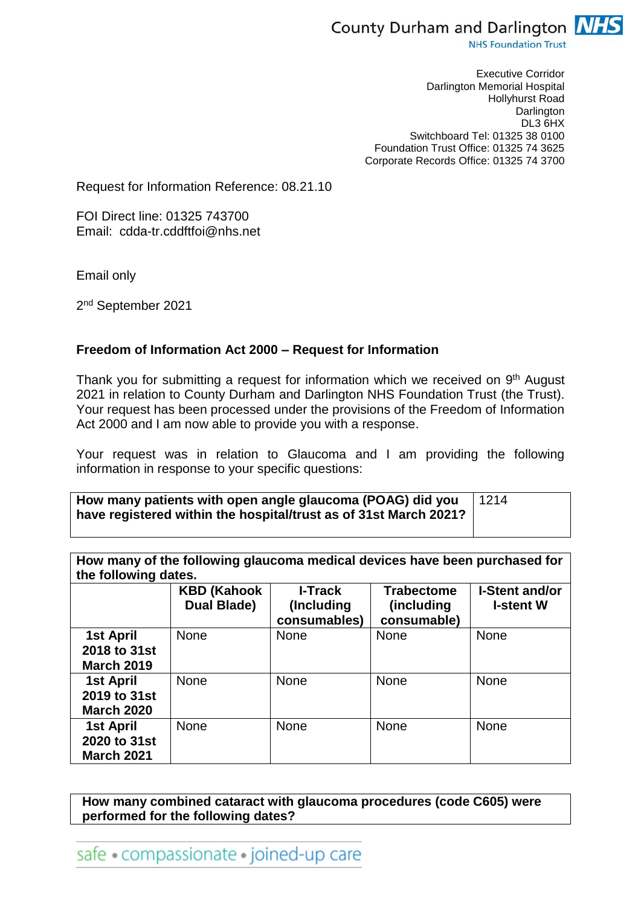County Durham and Darlington NHS
NHS Foundation Trust

Executive Corridor
Darlington Memorial Hospital
Hollyhurst Road
Darlington
DL3 6HX
Switchboard Tel: 01325 38 0100
Foundation Trust Office: 01325 74 3625
Corporate Records Office: 01325 74 3700

Request for Information Reference: 08.21.10

FOI Direct line: 01325 743700
Email: cdda-tr.cddftfoi@nhs.net

Email only

2nd September 2021

**Freedom of Information Act 2000 – Request for Information**

Thank you for submitting a request for information which we received on 9th August 2021 in relation to County Durham and Darlington NHS Foundation Trust (the Trust). Your request has been processed under the provisions of the Freedom of Information Act 2000 and I am now able to provide you with a response.

Your request was in relation to Glaucoma and I am providing the following information in response to your specific questions:

| **How many patients with open angle glaucoma (POAG) did you have registered within the hospital/trust as of 31st March 2021?** | 1214 |
|---|---|

| **How many of the following glaucoma medical devices have been purchased for the following dates.** | | | | |
|---|---|---|---|---|
| | **KBD (Kahook Dual Blade)** | **I-Track (Including consumables)** | **Trabectome (including consumable)** | **I-Stent and/or I-stent W** |
| **1st April 2018 to 31st March 2019** | None | None | None | None |
| **1st April 2019 to 31st March 2020** | None | None | None | None |
| **1st April 2020 to 31st March 2021** | None | None | None | None |

| **How many combined cataract with glaucoma procedures (code C605) were performed for the following dates?** |
|---|

safe • compassionate • joined-up care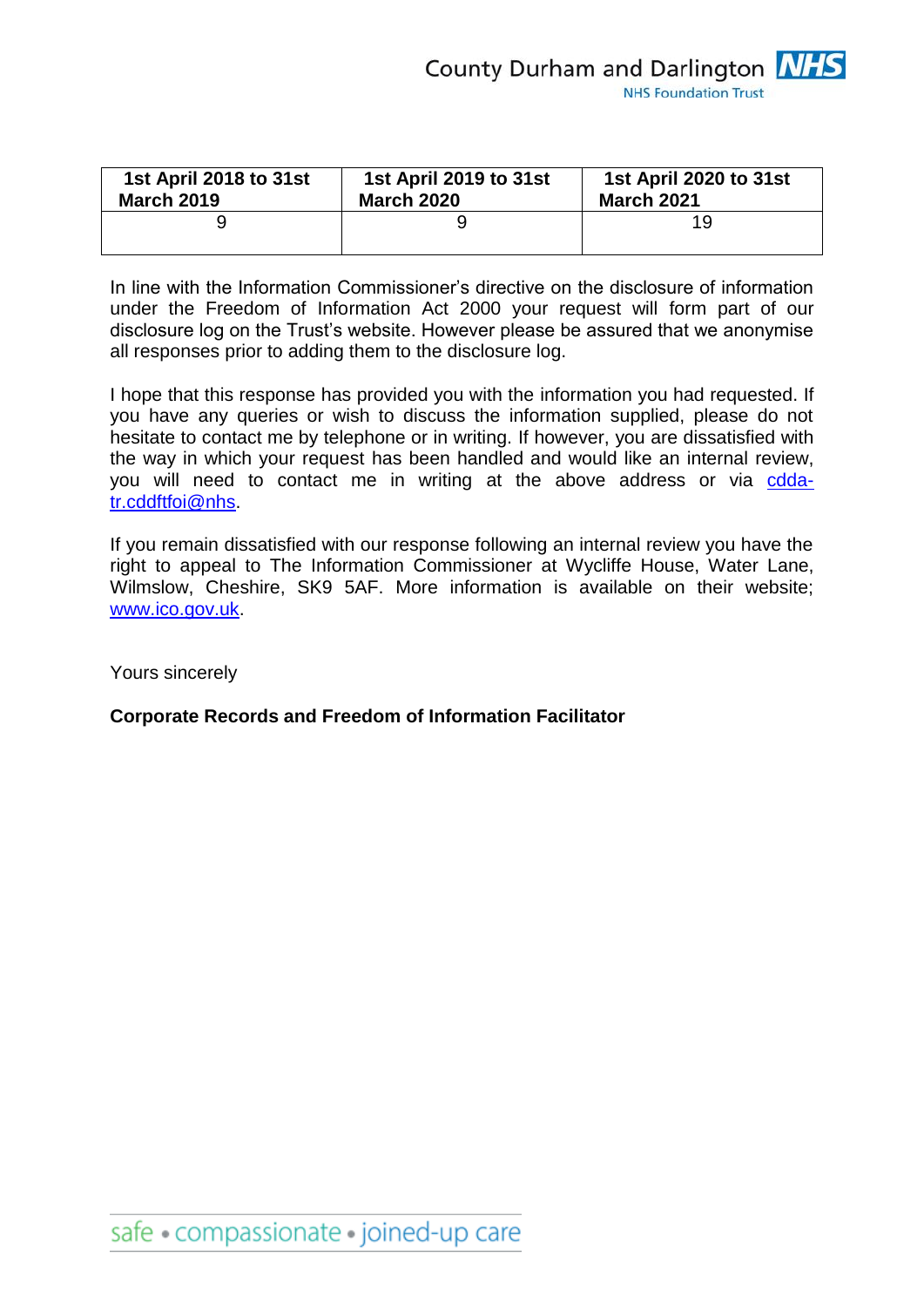| 1st April 2018 to 31st March 2019 | 1st April 2019 to 31st March 2020 | 1st April 2020 to 31st March 2021 |
|---|---|---|
| 9 | 9 | 19 |

In line with the Information Commissioner's directive on the disclosure of information under the Freedom of Information Act 2000 your request will form part of our disclosure log on the Trust's website. However please be assured that we anonymise all responses prior to adding them to the disclosure log.

I hope that this response has provided you with the information you had requested. If you have any queries or wish to discuss the information supplied, please do not hesitate to contact me by telephone or in writing. If however, you are dissatisfied with the way in which your request has been handled and would like an internal review, you will need to contact me in writing at the above address or via cdda-tr.cddftfoi@nhs.

If you remain dissatisfied with our response following an internal review you have the right to appeal to The Information Commissioner at Wycliffe House, Water Lane, Wilmslow, Cheshire, SK9 5AF. More information is available on their website; www.ico.gov.uk.

Yours sincerely

**Corporate Records and Freedom of Information Facilitator**